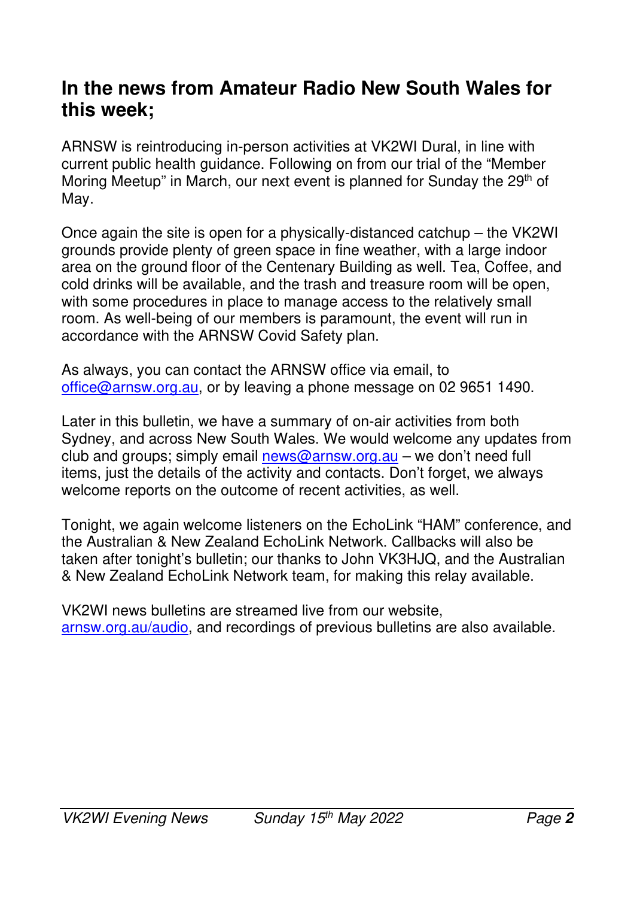## In the news from Amateur Radio New South Wales for this week;

ARNSW is reintroducing in-person activities at VK2WI Dural, in line with current public health guidance. Following on from our trial of the "Member Moring Meetup" in March, our next event is planned for Sunday the 29th of May.

Once again the site is open for a physically-distanced catchup – the VK2WI grounds provide plenty of green space in fine weather, with a large indoor area on the ground floor of the Centenary Building as well. Tea, Coffee, and cold drinks will be available, and the trash and treasure room will be open, with some procedures in place to manage access to the relatively small room. As well-being of our members is paramount, the event will run in accordance with the ARNSW Covid Safety plan.

As always, you can contact the ARNSW office via email, to office@arnsw.org.au, or by leaving a phone message on 02 9651 1490.

Later in this bulletin, we have a summary of on-air activities from both Sydney, and across New South Wales. We would welcome any updates from club and groups; simply email news@arnsw.org.au – we don't need full items, just the details of the activity and contacts. Don't forget, we always welcome reports on the outcome of recent activities, as well.

Tonight, we again welcome listeners on the EchoLink "HAM" conference, and the Australian & New Zealand EchoLink Network. Callbacks will also be taken after tonight's bulletin; our thanks to John VK3HJQ, and the Australian & New Zealand EchoLink Network team, for making this relay available.

VK2WI news bulletins are streamed live from our website, arnsw.org.au/audio, and recordings of previous bulletins are also available.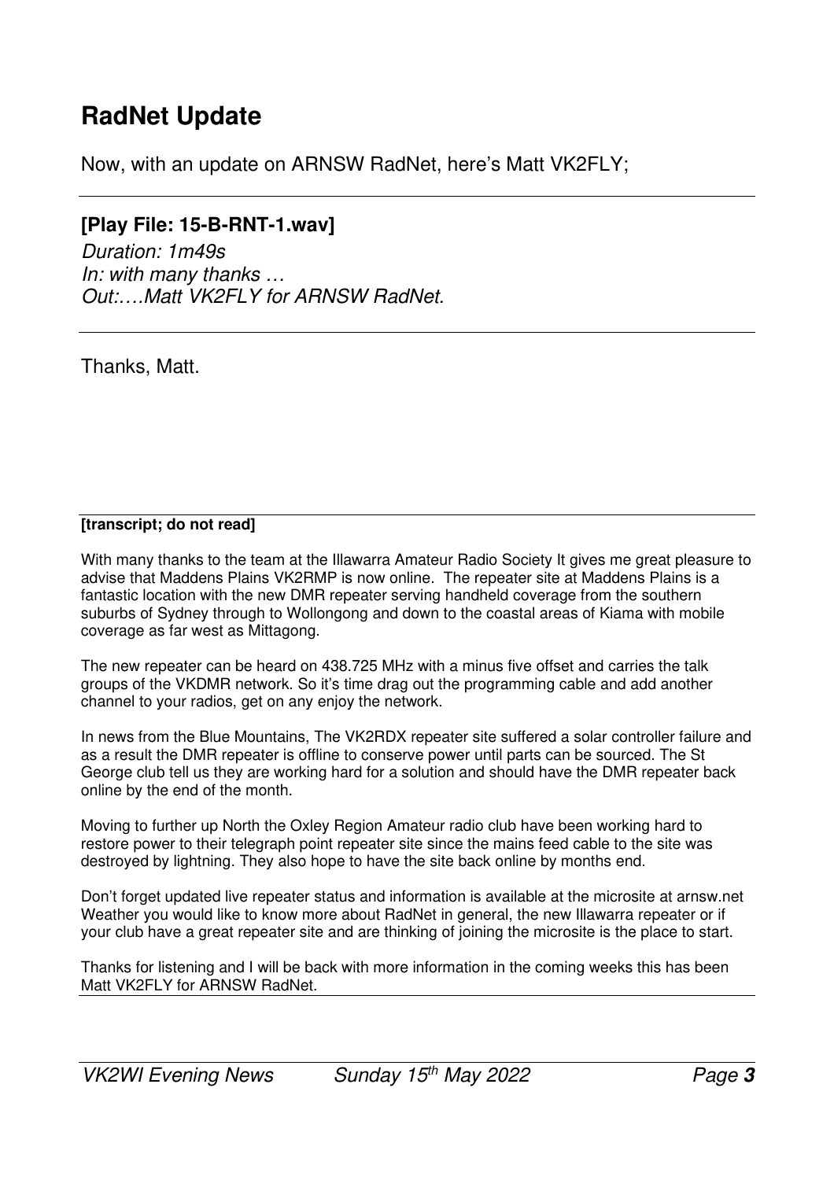# RadNet Update

Now, with an update on ARNSW RadNet, here's Matt VK2FLY;

---

**[Play File: 15-B-RNT-1.wav]**

*Duration: 1m49s*
*In: with many thanks …*
*Out:….Matt VK2FLY for ARNSW RadNet.*

---

Thanks, Matt.

---

**[transcript; do not read]**

With many thanks to the team at the Illawarra Amateur Radio Society It gives me great pleasure to advise that Maddens Plains VK2RMP is now online. The repeater site at Maddens Plains is a fantastic location with the new DMR repeater serving handheld coverage from the southern suburbs of Sydney through to Wollongong and down to the coastal areas of Kiama with mobile coverage as far west as Mittagong.

The new repeater can be heard on 438.725 MHz with a minus five offset and carries the talk groups of the VKDMR network. So it's time drag out the programming cable and add another channel to your radios, get on any enjoy the network.

In news from the Blue Mountains, The VK2RDX repeater site suffered a solar controller failure and as a result the DMR repeater is offline to conserve power until parts can be sourced. The St George club tell us they are working hard for a solution and should have the DMR repeater back online by the end of the month.

Moving to further up North the Oxley Region Amateur radio club have been working hard to restore power to their telegraph point repeater site since the mains feed cable to the site was destroyed by lightning. They also hope to have the site back online by months end.

Don't forget updated live repeater status and information is available at the microsite at arnsw.net Weather you would like to know more about RadNet in general, the new Illawarra repeater or if your club have a great repeater site and are thinking of joining the microsite is the place to start.

Thanks for listening and I will be back with more information in the coming weeks this has been Matt VK2FLY for ARNSW RadNet.

---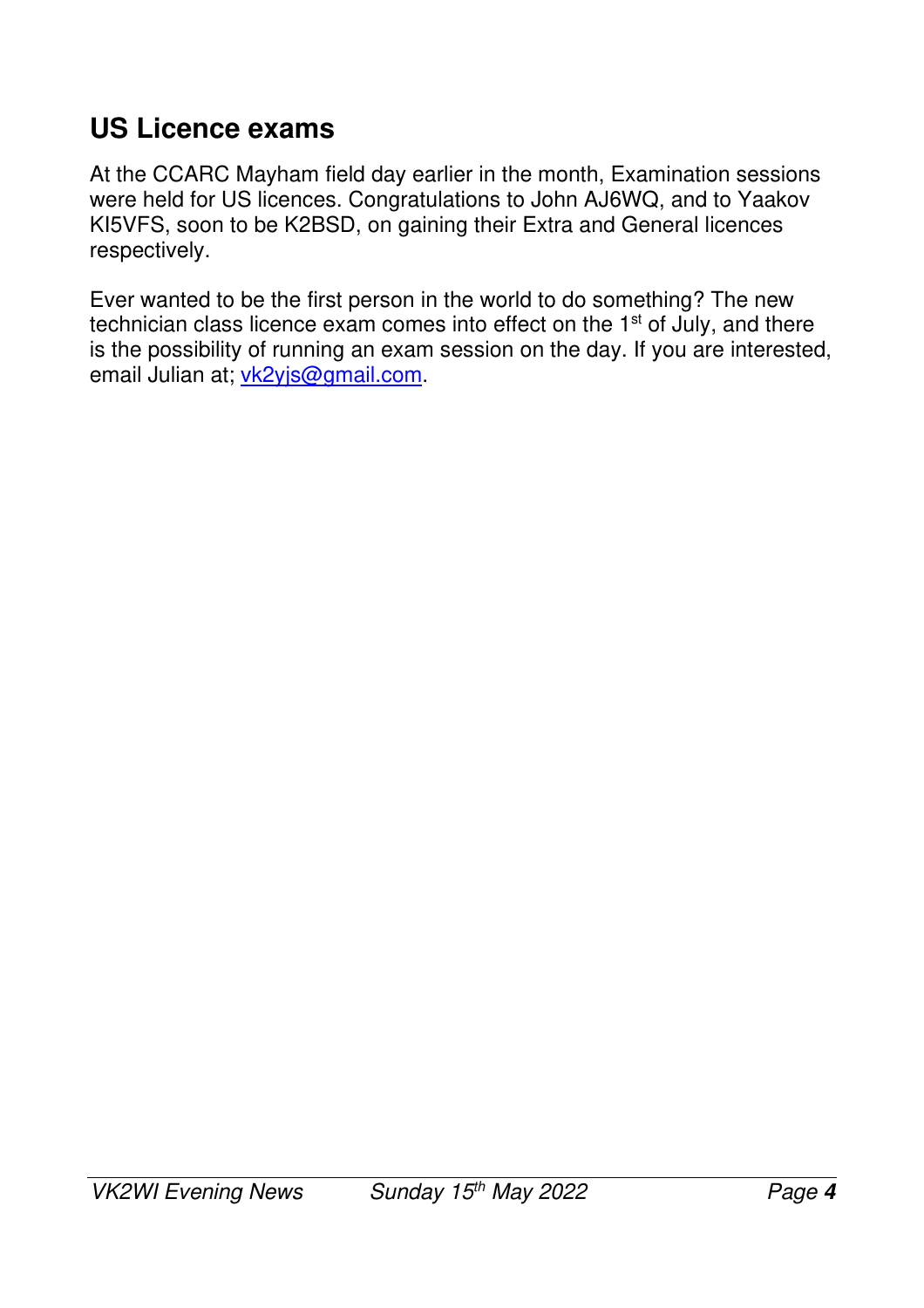## US Licence exams

At the CCARC Mayham field day earlier in the month, Examination sessions were held for US licences. Congratulations to John AJ6WQ, and to Yaakov KI5VFS, soon to be K2BSD, on gaining their Extra and General licences respectively.

Ever wanted to be the first person in the world to do something? The new technician class licence exam comes into effect on the 1st of July, and there is the possibility of running an exam session on the day. If you are interested, email Julian at; [vk2yjs@gmail.com](mailto:vk2yjs@gmail.com).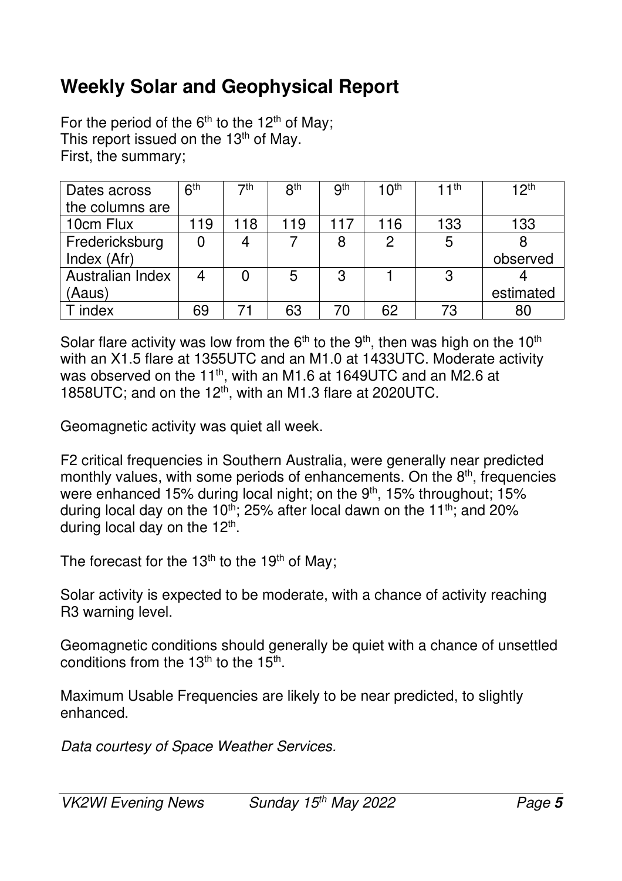## Weekly Solar and Geophysical Report

For the period of the 6th to the 12th of May;
This report issued on the 13th of May.
First, the summary;

| Dates across the columns are | 6th | 7th | 8th | 9th | 10th | 11th | 12th |
|---|---|---|---|---|---|---|---|
| 10cm Flux | 119 | 118 | 119 | 117 | 116 | 133 | 133 |
| Fredericksburg Index (Afr) | 0 | 4 | 7 | 8 | 2 | 5 | 8 observed |
| Australian Index (Aaus) | 4 | 0 | 5 | 3 | 1 | 3 | 4 estimated |
| T index | 69 | 71 | 63 | 70 | 62 | 73 | 80 |

Solar flare activity was low from the 6th to the 9th, then was high on the 10th with an X1.5 flare at 1355UTC and an M1.0 at 1433UTC. Moderate activity was observed on the 11th, with an M1.6 at 1649UTC and an M2.6 at 1858UTC; and on the 12th, with an M1.3 flare at 2020UTC.

Geomagnetic activity was quiet all week.

F2 critical frequencies in Southern Australia, were generally near predicted monthly values, with some periods of enhancements. On the 8th, frequencies were enhanced 15% during local night; on the 9th, 15% throughout; 15% during local day on the 10th; 25% after local dawn on the 11th; and 20% during local day on the 12th.

The forecast for the 13th to the 19th of May;

Solar activity is expected to be moderate, with a chance of activity reaching R3 warning level.

Geomagnetic conditions should generally be quiet with a chance of unsettled conditions from the 13th to the 15th.

Maximum Usable Frequencies are likely to be near predicted, to slightly enhanced.

*Data courtesy of Space Weather Services.*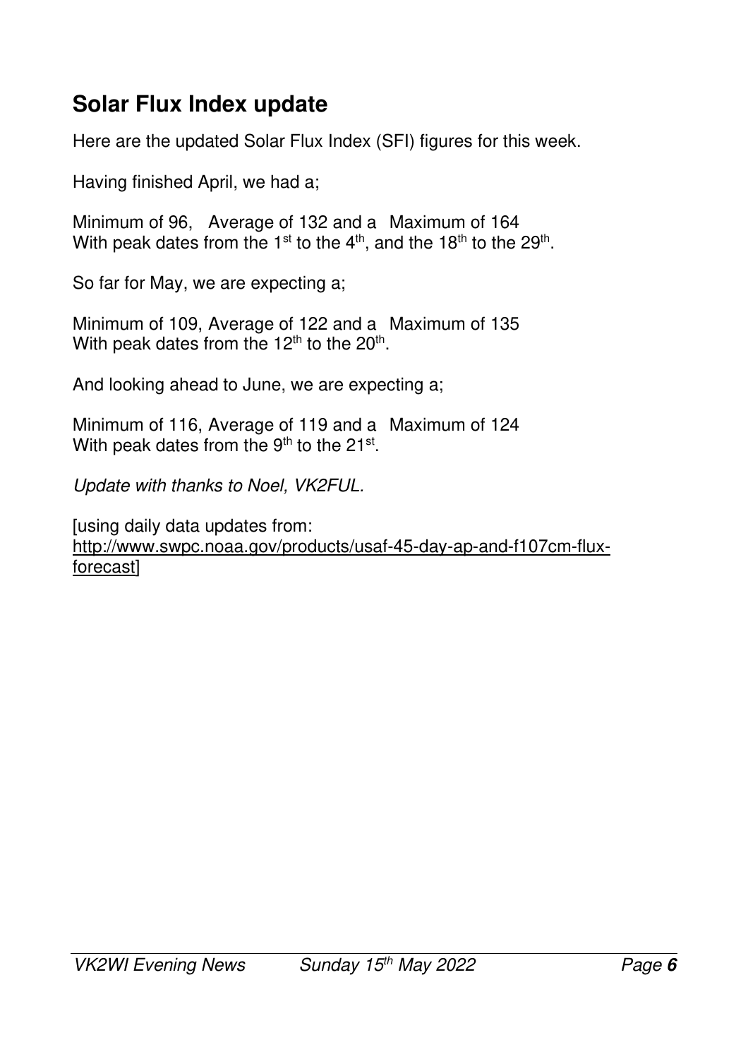## Solar Flux Index update

Here are the updated Solar Flux Index (SFI) figures for this week.

Having finished April, we had a;

Minimum of 96, Average of 132 and a Maximum of 164
With peak dates from the 1st to the 4th, and the 18th to the 29th.

So far for May, we are expecting a;

Minimum of 109, Average of 122 and a Maximum of 135
With peak dates from the 12th to the 20th.

And looking ahead to June, we are expecting a;

Minimum of 116, Average of 119 and a Maximum of 124
With peak dates from the 9th to the 21st.

*Update with thanks to Noel, VK2FUL.*

[using daily data updates from:
http://www.swpc.noaa.gov/products/usaf-45-day-ap-and-f107cm-flux-forecast]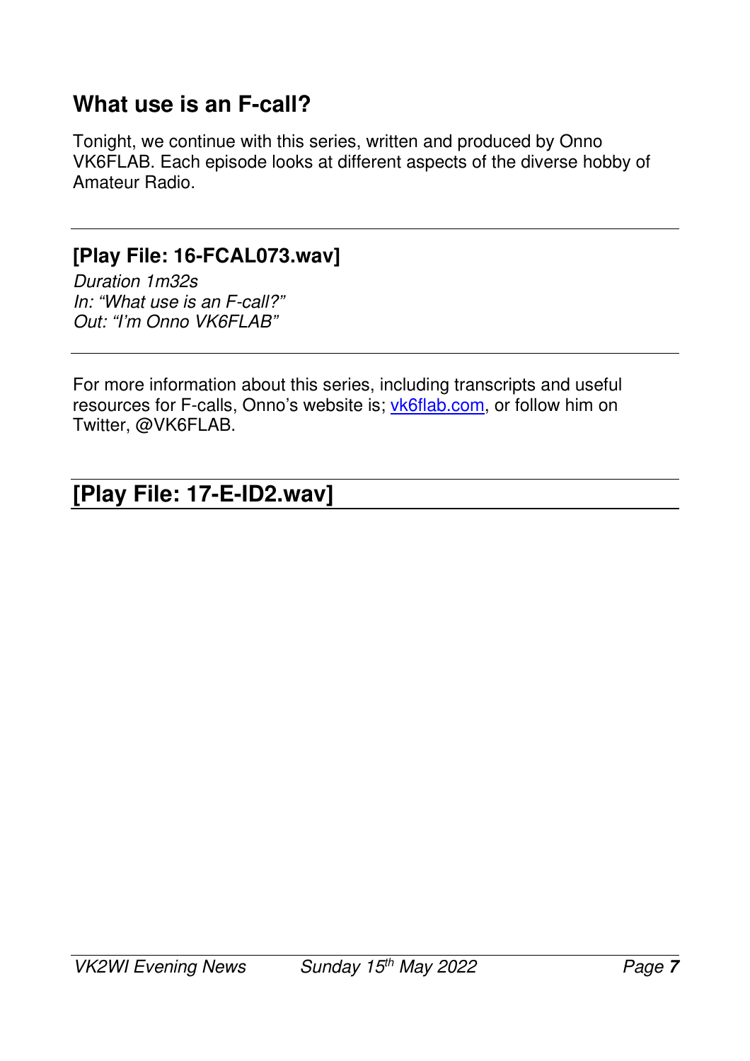## What use is an F-call?

Tonight, we continue with this series, written and produced by Onno VK6FLAB. Each episode looks at different aspects of the diverse hobby of Amateur Radio.

---

### [Play File: 16-FCAL073.wav]

*Duration 1m32s*
*In: "What use is an F-call?"*
*Out: "I'm Onno VK6FLAB"*

---

For more information about this series, including transcripts and useful resources for F-calls, Onno's website is; vk6flab.com, or follow him on Twitter, @VK6FLAB.

---

## [Play File: 17-E-ID2.wav]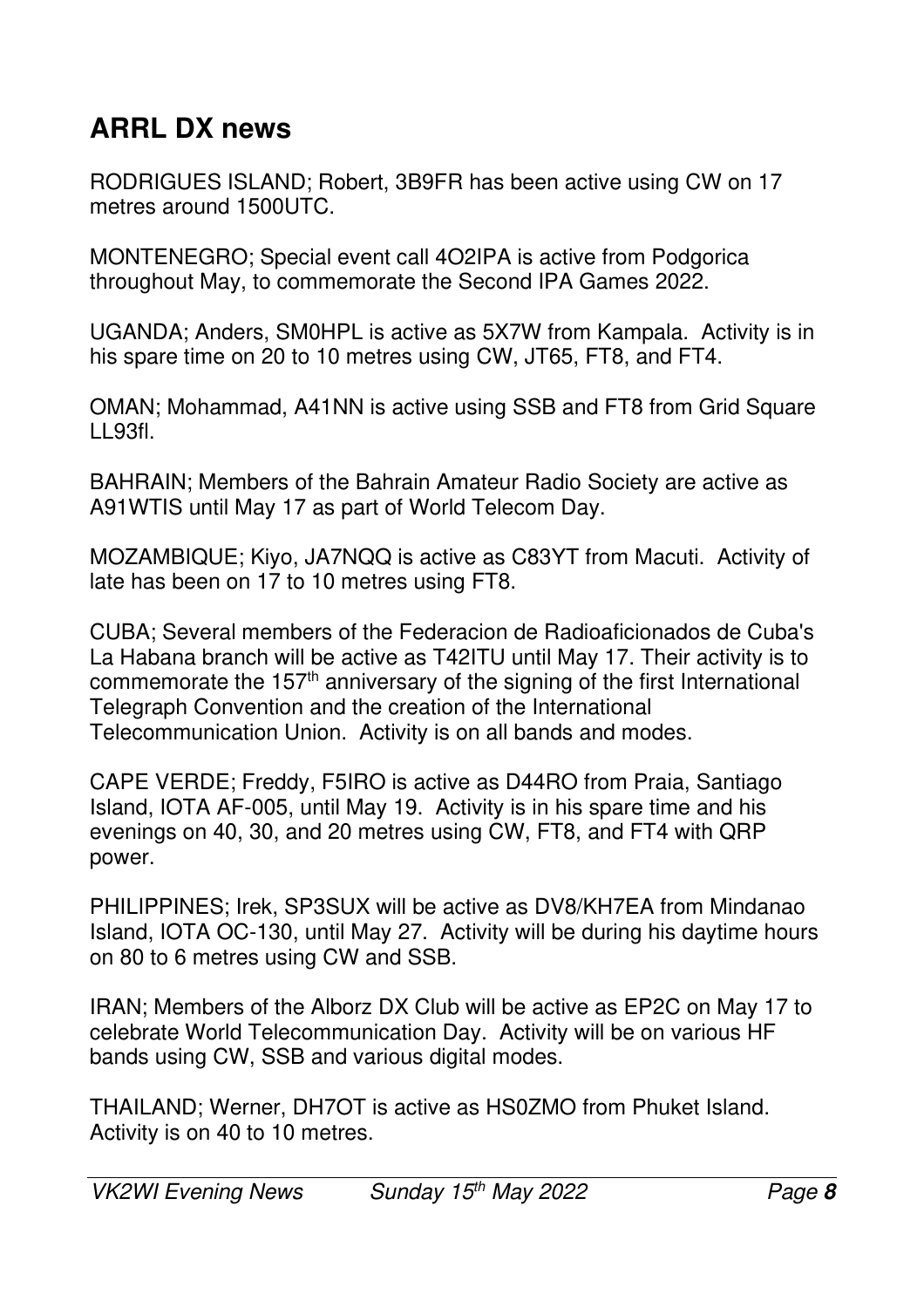## ARRL DX news

RODRIGUES ISLAND; Robert, 3B9FR has been active using CW on 17 metres around 1500UTC.

MONTENEGRO; Special event call 4O2IPA is active from Podgorica throughout May, to commemorate the Second IPA Games 2022.

UGANDA; Anders, SM0HPL is active as 5X7W from Kampala. Activity is in his spare time on 20 to 10 metres using CW, JT65, FT8, and FT4.

OMAN; Mohammad, A41NN is active using SSB and FT8 from Grid Square LL93fl.

BAHRAIN; Members of the Bahrain Amateur Radio Society are active as A91WTIS until May 17 as part of World Telecom Day.

MOZAMBIQUE; Kiyo, JA7NQQ is active as C83YT from Macuti. Activity of late has been on 17 to 10 metres using FT8.

CUBA; Several members of the Federacion de Radioaficionados de Cuba's La Habana branch will be active as T42ITU until May 17. Their activity is to commemorate the 157th anniversary of the signing of the first International Telegraph Convention and the creation of the International Telecommunication Union. Activity is on all bands and modes.

CAPE VERDE; Freddy, F5IRO is active as D44RO from Praia, Santiago Island, IOTA AF-005, until May 19. Activity is in his spare time and his evenings on 40, 30, and 20 metres using CW, FT8, and FT4 with QRP power.

PHILIPPINES; Irek, SP3SUX will be active as DV8/KH7EA from Mindanao Island, IOTA OC-130, until May 27. Activity will be during his daytime hours on 80 to 6 metres using CW and SSB.

IRAN; Members of the Alborz DX Club will be active as EP2C on May 17 to celebrate World Telecommunication Day. Activity will be on various HF bands using CW, SSB and various digital modes.

THAILAND; Werner, DH7OT is active as HS0ZMO from Phuket Island. Activity is on 40 to 10 metres.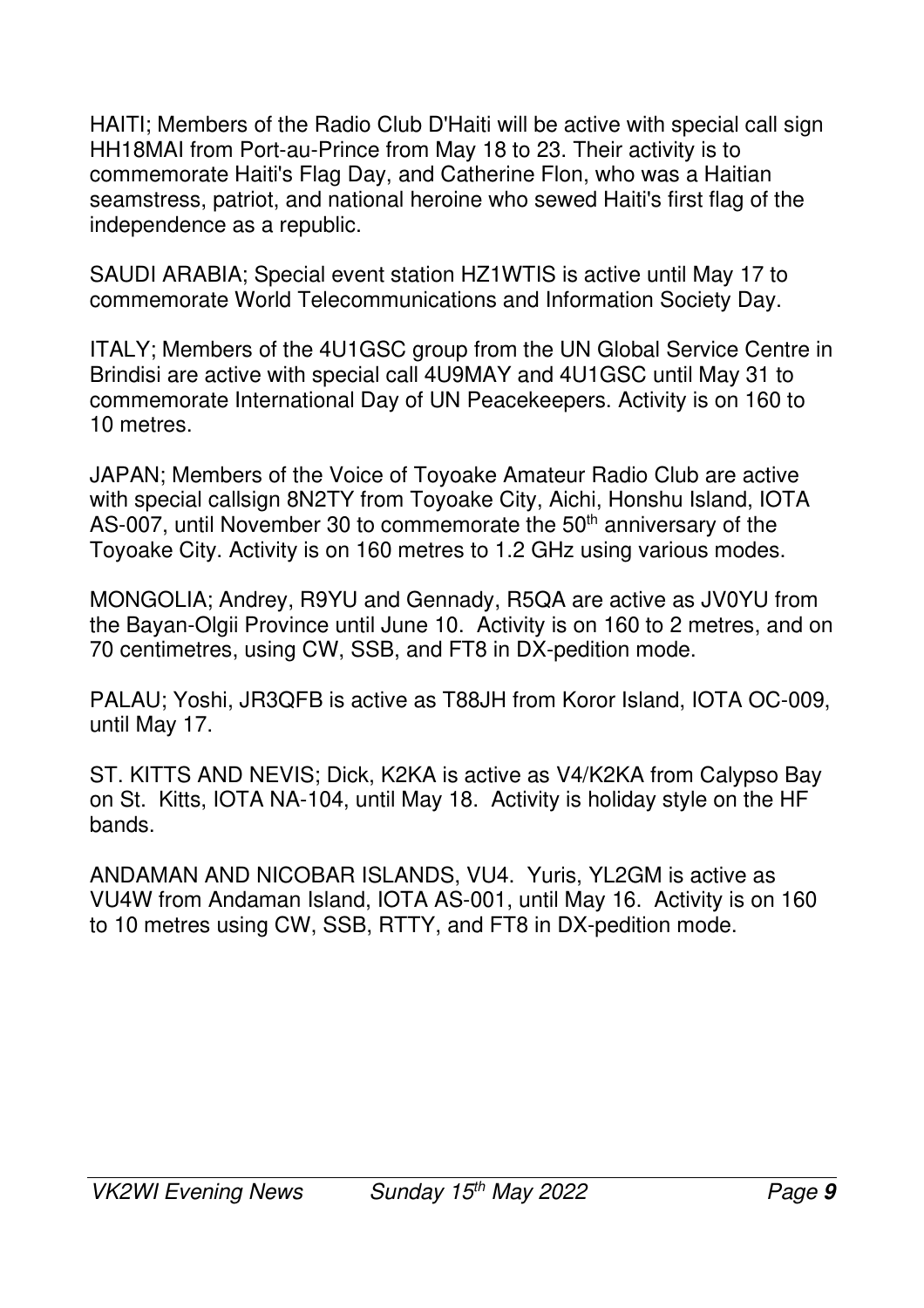HAITI; Members of the Radio Club D'Haiti will be active with special call sign HH18MAI from Port-au-Prince from May 18 to 23. Their activity is to commemorate Haiti's Flag Day, and Catherine Flon, who was a Haitian seamstress, patriot, and national heroine who sewed Haiti's first flag of the independence as a republic.

SAUDI ARABIA; Special event station HZ1WTIS is active until May 17 to commemorate World Telecommunications and Information Society Day.

ITALY; Members of the 4U1GSC group from the UN Global Service Centre in Brindisi are active with special call 4U9MAY and 4U1GSC until May 31 to commemorate International Day of UN Peacekeepers. Activity is on 160 to 10 metres.

JAPAN; Members of the Voice of Toyoake Amateur Radio Club are active with special callsign 8N2TY from Toyoake City, Aichi, Honshu Island, IOTA AS-007, until November 30 to commemorate the 50th anniversary of the Toyoake City. Activity is on 160 metres to 1.2 GHz using various modes.

MONGOLIA; Andrey, R9YU and Gennady, R5QA are active as JV0YU from the Bayan-Olgii Province until June 10. Activity is on 160 to 2 metres, and on 70 centimetres, using CW, SSB, and FT8 in DX-pedition mode.

PALAU; Yoshi, JR3QFB is active as T88JH from Koror Island, IOTA OC-009, until May 17.

ST. KITTS AND NEVIS; Dick, K2KA is active as V4/K2KA from Calypso Bay on St. Kitts, IOTA NA-104, until May 18. Activity is holiday style on the HF bands.

ANDAMAN AND NICOBAR ISLANDS, VU4. Yuris, YL2GM is active as VU4W from Andaman Island, IOTA AS-001, until May 16. Activity is on 160 to 10 metres using CW, SSB, RTTY, and FT8 in DX-pedition mode.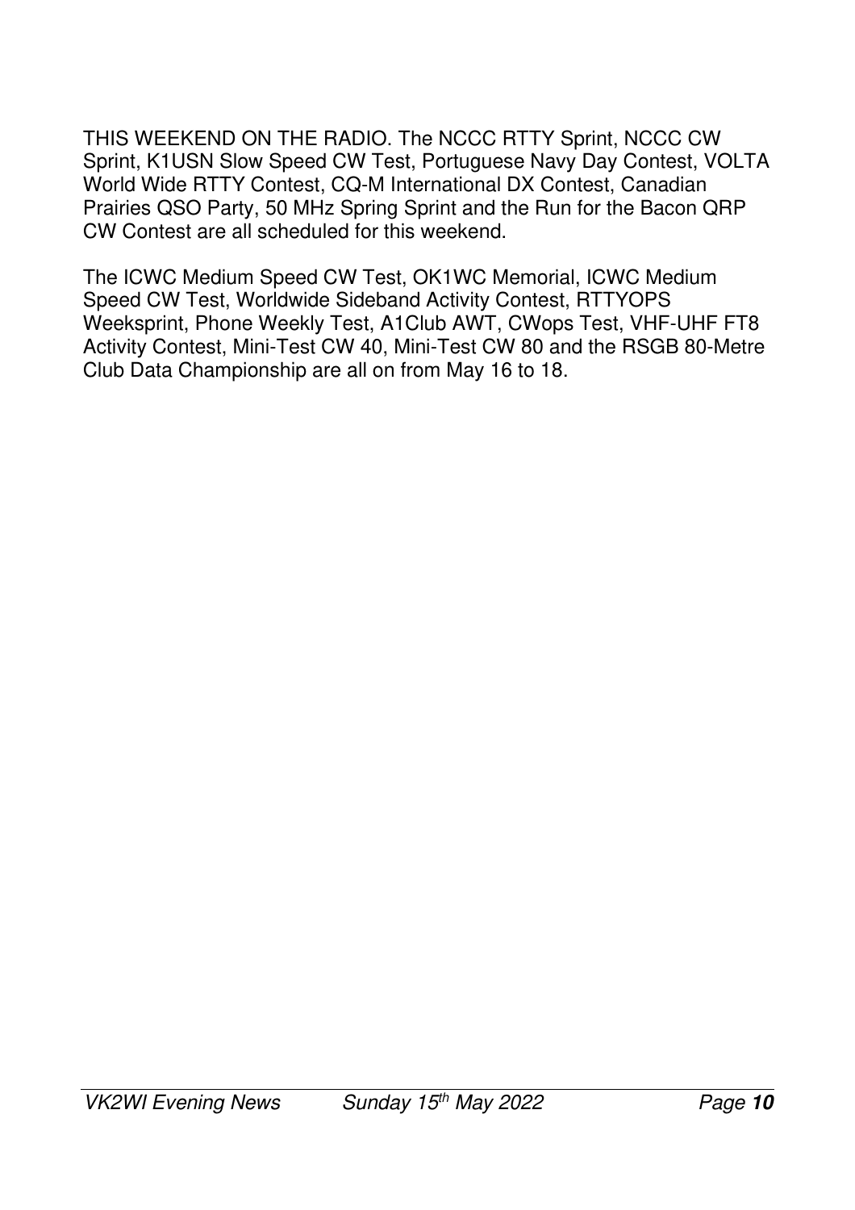THIS WEEKEND ON THE RADIO. The NCCC RTTY Sprint, NCCC CW Sprint, K1USN Slow Speed CW Test, Portuguese Navy Day Contest, VOLTA World Wide RTTY Contest, CQ-M International DX Contest, Canadian Prairies QSO Party, 50 MHz Spring Sprint and the Run for the Bacon QRP CW Contest are all scheduled for this weekend.

The ICWC Medium Speed CW Test, OK1WC Memorial, ICWC Medium Speed CW Test, Worldwide Sideband Activity Contest, RTTYOPS Weeksprint, Phone Weekly Test, A1Club AWT, CWops Test, VHF-UHF FT8 Activity Contest, Mini-Test CW 40, Mini-Test CW 80 and the RSGB 80-Metre Club Data Championship are all on from May 16 to 18.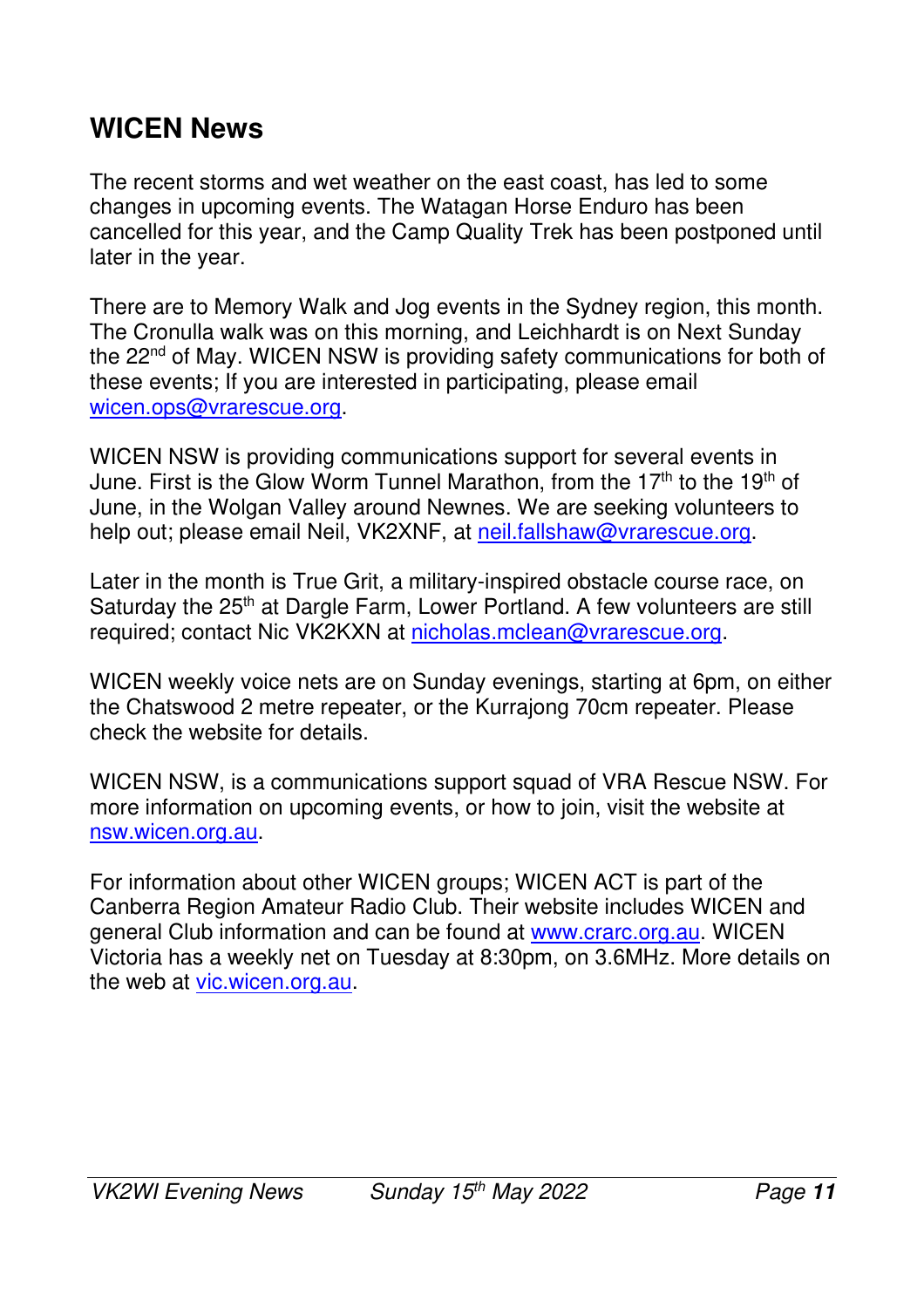## WICEN News

The recent storms and wet weather on the east coast, has led to some changes in upcoming events. The Watagan Horse Enduro has been cancelled for this year, and the Camp Quality Trek has been postponed until later in the year.

There are to Memory Walk and Jog events in the Sydney region, this month. The Cronulla walk was on this morning, and Leichhardt is on Next Sunday the 22nd of May. WICEN NSW is providing safety communications for both of these events; If you are interested in participating, please email wicen.ops@vrarescue.org.

WICEN NSW is providing communications support for several events in June. First is the Glow Worm Tunnel Marathon, from the 17th to the 19th of June, in the Wolgan Valley around Newnes. We are seeking volunteers to help out; please email Neil, VK2XNF, at neil.fallshaw@vrarescue.org.

Later in the month is True Grit, a military-inspired obstacle course race, on Saturday the 25th at Dargle Farm, Lower Portland. A few volunteers are still required; contact Nic VK2KXN at nicholas.mclean@vrarescue.org.

WICEN weekly voice nets are on Sunday evenings, starting at 6pm, on either the Chatswood 2 metre repeater, or the Kurrajong 70cm repeater. Please check the website for details.

WICEN NSW, is a communications support squad of VRA Rescue NSW. For more information on upcoming events, or how to join, visit the website at nsw.wicen.org.au.

For information about other WICEN groups; WICEN ACT is part of the Canberra Region Amateur Radio Club. Their website includes WICEN and general Club information and can be found at www.crarc.org.au. WICEN Victoria has a weekly net on Tuesday at 8:30pm, on 3.6MHz. More details on the web at vic.wicen.org.au.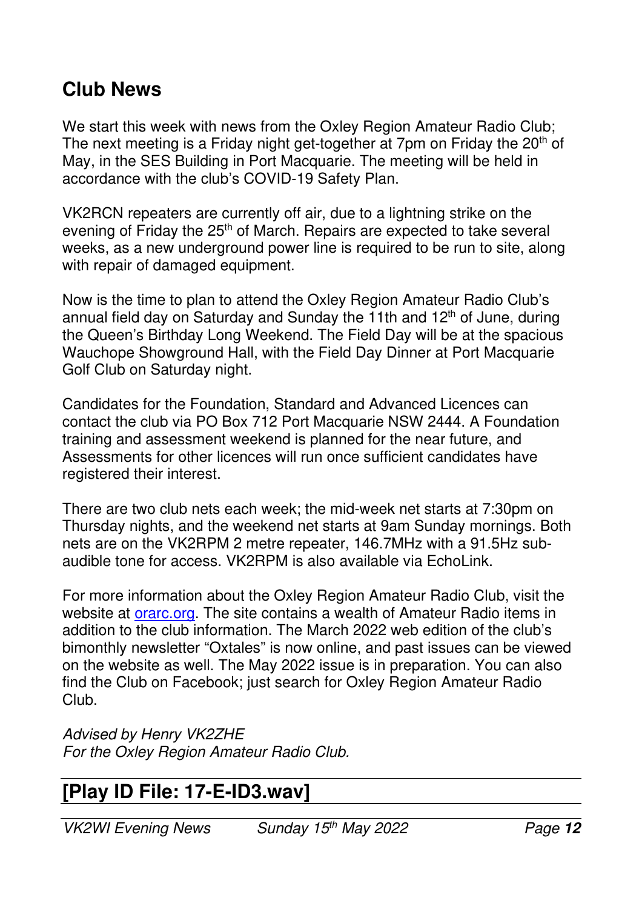## Club News

We start this week with news from the Oxley Region Amateur Radio Club; The next meeting is a Friday night get-together at 7pm on Friday the 20th of May, in the SES Building in Port Macquarie. The meeting will be held in accordance with the club's COVID-19 Safety Plan.

VK2RCN repeaters are currently off air, due to a lightning strike on the evening of Friday the 25th of March. Repairs are expected to take several weeks, as a new underground power line is required to be run to site, along with repair of damaged equipment.

Now is the time to plan to attend the Oxley Region Amateur Radio Club's annual field day on Saturday and Sunday the 11th and 12th of June, during the Queen's Birthday Long Weekend. The Field Day will be at the spacious Wauchope Showground Hall, with the Field Day Dinner at Port Macquarie Golf Club on Saturday night.

Candidates for the Foundation, Standard and Advanced Licences can contact the club via PO Box 712 Port Macquarie NSW 2444. A Foundation training and assessment weekend is planned for the near future, and Assessments for other licences will run once sufficient candidates have registered their interest.

There are two club nets each week; the mid-week net starts at 7:30pm on Thursday nights, and the weekend net starts at 9am Sunday mornings. Both nets are on the VK2RPM 2 metre repeater, 146.7MHz with a 91.5Hz sub-audible tone for access. VK2RPM is also available via EchoLink.

For more information about the Oxley Region Amateur Radio Club, visit the website at [orarc.org](orarc.org). The site contains a wealth of Amateur Radio items in addition to the club information. The March 2022 web edition of the club's bimonthly newsletter "Oxtales" is now online, and past issues can be viewed on the website as well. The May 2022 issue is in preparation. You can also find the Club on Facebook; just search for Oxley Region Amateur Radio Club.

*Advised by Henry VK2ZHE*
*For the Oxley Region Amateur Radio Club.*

## [Play ID File: 17-E-ID3.wav]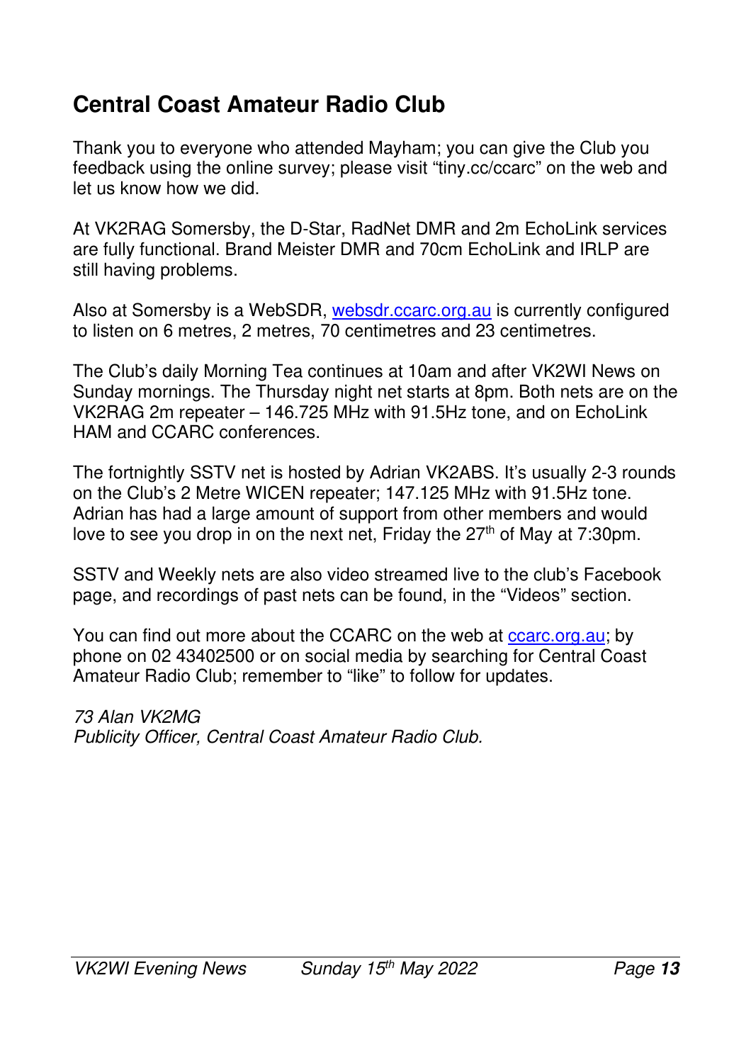## Central Coast Amateur Radio Club

Thank you to everyone who attended Mayham; you can give the Club you feedback using the online survey; please visit "tiny.cc/ccarc" on the web and let us know how we did.

At VK2RAG Somersby, the D-Star, RadNet DMR and 2m EchoLink services are fully functional. Brand Meister DMR and 70cm EchoLink and IRLP are still having problems.

Also at Somersby is a WebSDR, websdr.ccarc.org.au is currently configured to listen on 6 metres, 2 metres, 70 centimetres and 23 centimetres.

The Club's daily Morning Tea continues at 10am and after VK2WI News on Sunday mornings. The Thursday night net starts at 8pm. Both nets are on the VK2RAG 2m repeater – 146.725 MHz with 91.5Hz tone, and on EchoLink HAM and CCARC conferences.

The fortnightly SSTV net is hosted by Adrian VK2ABS. It's usually 2-3 rounds on the Club's 2 Metre WICEN repeater; 147.125 MHz with 91.5Hz tone. Adrian has had a large amount of support from other members and would love to see you drop in on the next net, Friday the 27th of May at 7:30pm.

SSTV and Weekly nets are also video streamed live to the club's Facebook page, and recordings of past nets can be found, in the "Videos" section.

You can find out more about the CCARC on the web at ccarc.org.au; by phone on 02 43402500 or on social media by searching for Central Coast Amateur Radio Club; remember to "like" to follow for updates.

*73 Alan VK2MG*
*Publicity Officer, Central Coast Amateur Radio Club.*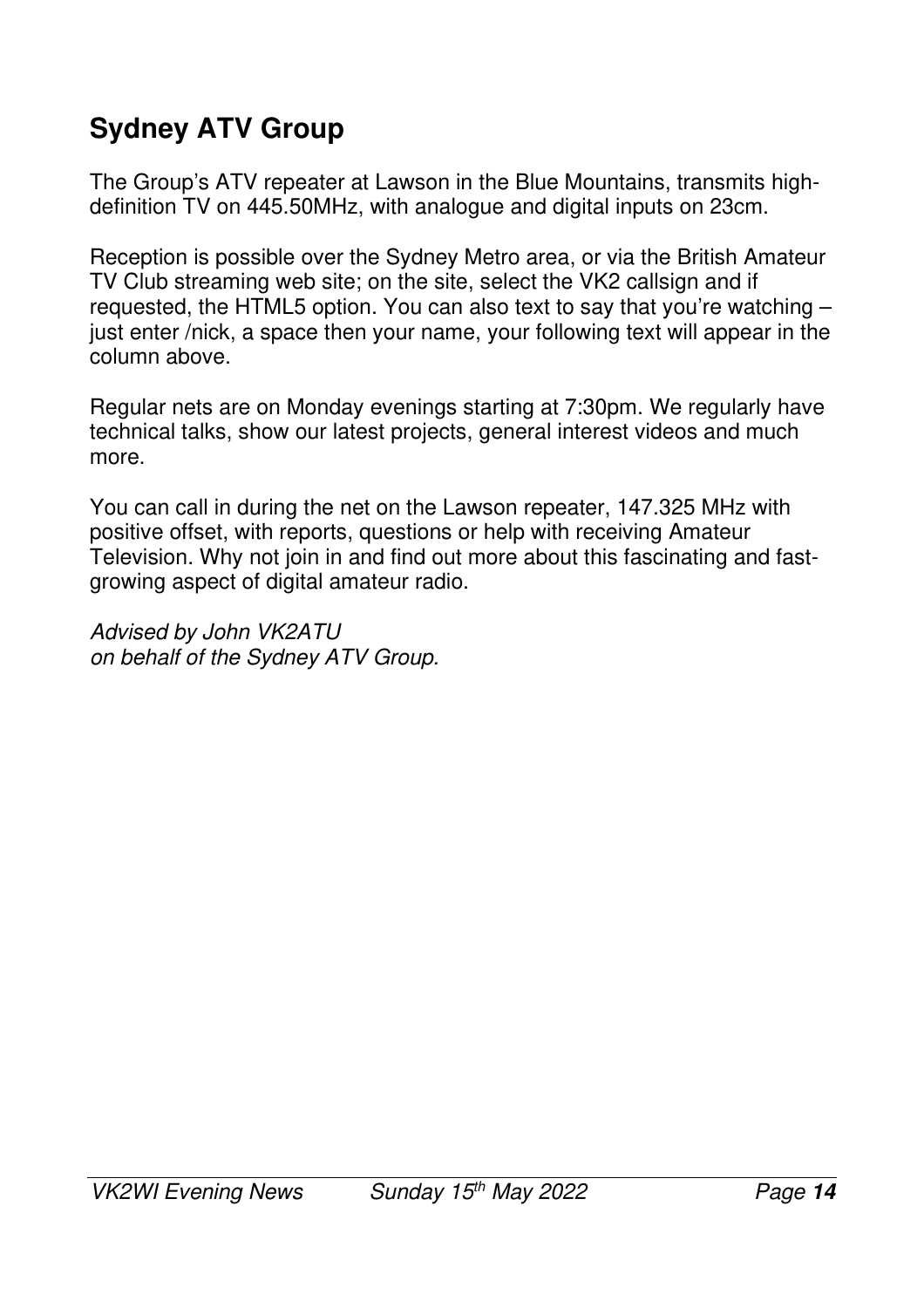## Sydney ATV Group

The Group's ATV repeater at Lawson in the Blue Mountains, transmits high-definition TV on 445.50MHz, with analogue and digital inputs on 23cm.

Reception is possible over the Sydney Metro area, or via the British Amateur TV Club streaming web site; on the site, select the VK2 callsign and if requested, the HTML5 option. You can also text to say that you're watching – just enter /nick, a space then your name, your following text will appear in the column above.

Regular nets are on Monday evenings starting at 7:30pm. We regularly have technical talks, show our latest projects, general interest videos and much more.

You can call in during the net on the Lawson repeater, 147.325 MHz with positive offset, with reports, questions or help with receiving Amateur Television. Why not join in and find out more about this fascinating and fast-growing aspect of digital amateur radio.

*Advised by John VK2ATU*
*on behalf of the Sydney ATV Group.*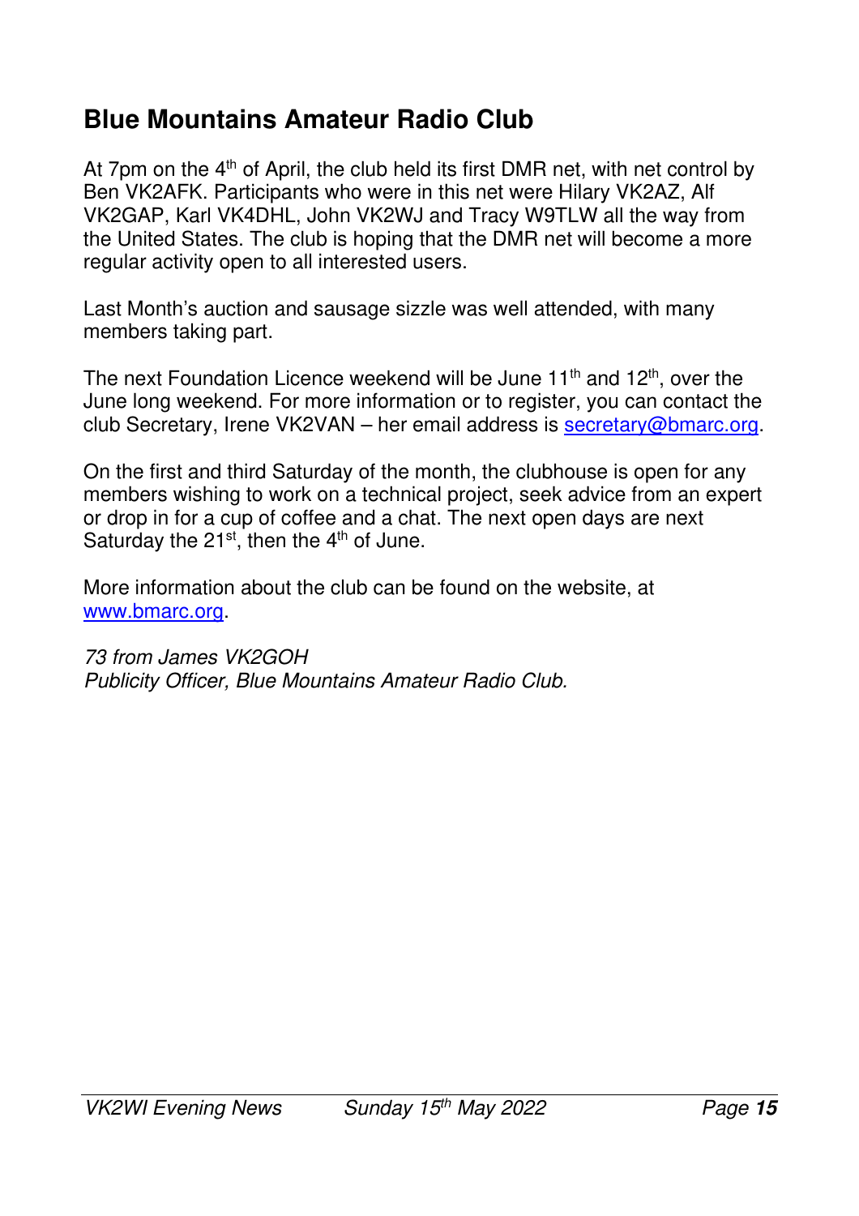## Blue Mountains Amateur Radio Club

At 7pm on the 4th of April, the club held its first DMR net, with net control by Ben VK2AFK. Participants who were in this net were Hilary VK2AZ, Alf VK2GAP, Karl VK4DHL, John VK2WJ and Tracy W9TLW all the way from the United States. The club is hoping that the DMR net will become a more regular activity open to all interested users.

Last Month's auction and sausage sizzle was well attended, with many members taking part.

The next Foundation Licence weekend will be June 11th and 12th, over the June long weekend. For more information or to register, you can contact the club Secretary, Irene VK2VAN – her email address is secretary@bmarc.org.

On the first and third Saturday of the month, the clubhouse is open for any members wishing to work on a technical project, seek advice from an expert or drop in for a cup of coffee and a chat. The next open days are next Saturday the 21st, then the 4th of June.

More information about the club can be found on the website, at www.bmarc.org.

*73 from James VK2GOH*
*Publicity Officer, Blue Mountains Amateur Radio Club.*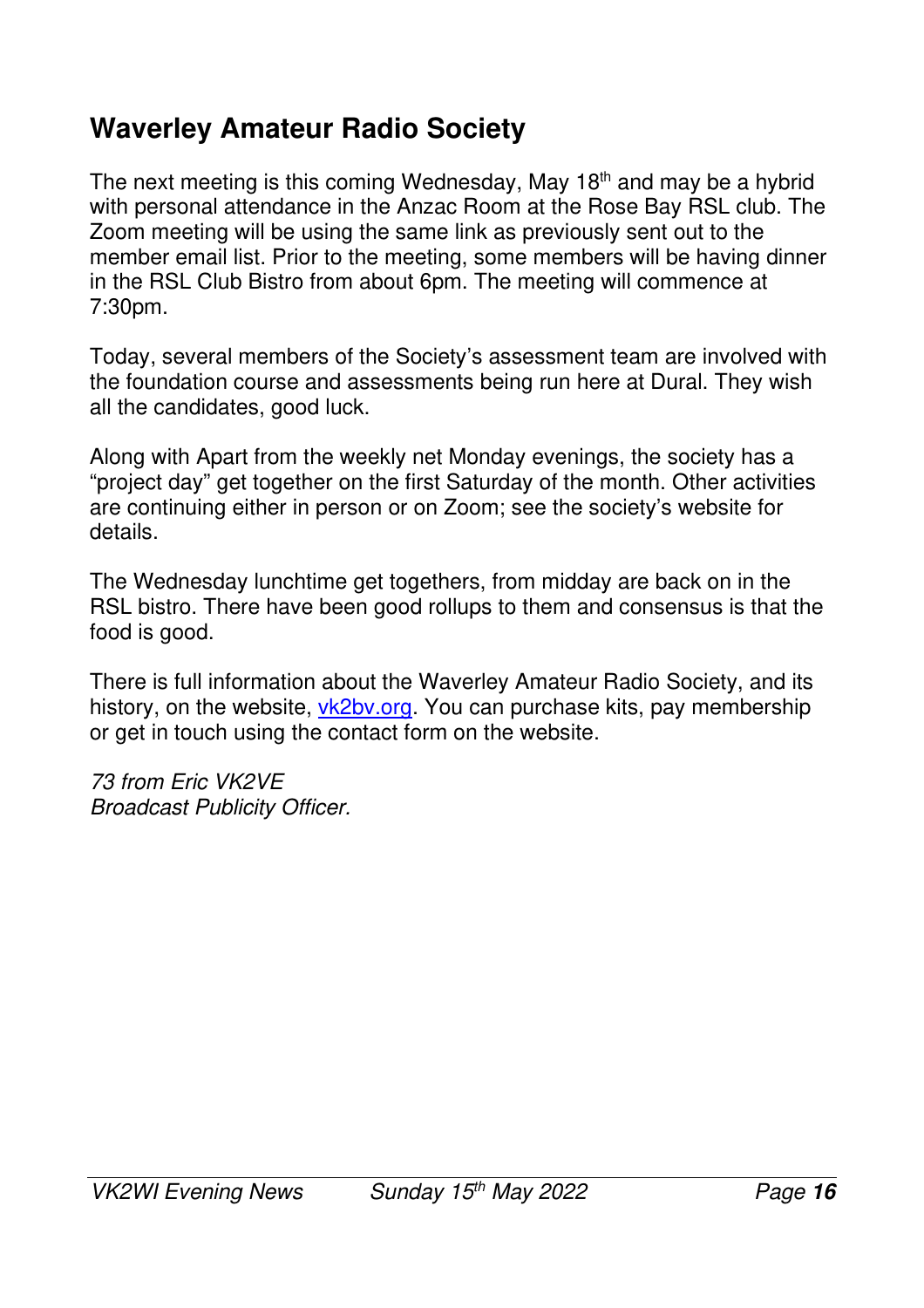## Waverley Amateur Radio Society

The next meeting is this coming Wednesday, May 18th and may be a hybrid with personal attendance in the Anzac Room at the Rose Bay RSL club. The Zoom meeting will be using the same link as previously sent out to the member email list. Prior to the meeting, some members will be having dinner in the RSL Club Bistro from about 6pm. The meeting will commence at 7:30pm.

Today, several members of the Society's assessment team are involved with the foundation course and assessments being run here at Dural. They wish all the candidates, good luck.

Along with Apart from the weekly net Monday evenings, the society has a "project day" get together on the first Saturday of the month. Other activities are continuing either in person or on Zoom; see the society's website for details.

The Wednesday lunchtime get togethers, from midday are back on in the RSL bistro. There have been good rollups to them and consensus is that the food is good.

There is full information about the Waverley Amateur Radio Society, and its history, on the website, [vk2bv.org](vk2bv.org). You can purchase kits, pay membership or get in touch using the contact form on the website.

*73 from Eric VK2VE*
*Broadcast Publicity Officer.*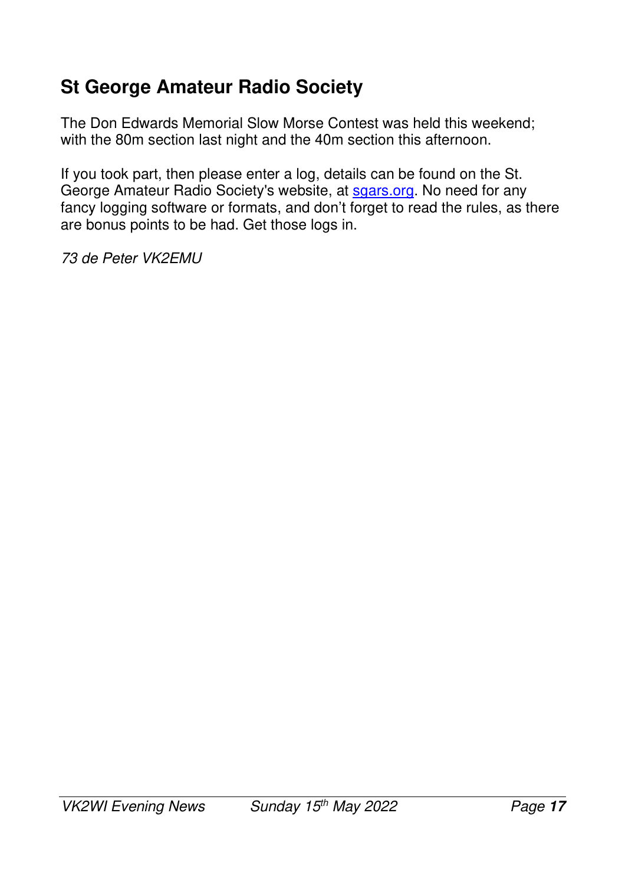## St George Amateur Radio Society

The Don Edwards Memorial Slow Morse Contest was held this weekend; with the 80m section last night and the 40m section this afternoon.

If you took part, then please enter a log, details can be found on the St. George Amateur Radio Society's website, at [sgars.org](sgars.org). No need for any fancy logging software or formats, and don't forget to read the rules, as there are bonus points to be had. Get those logs in.

*73 de Peter VK2EMU*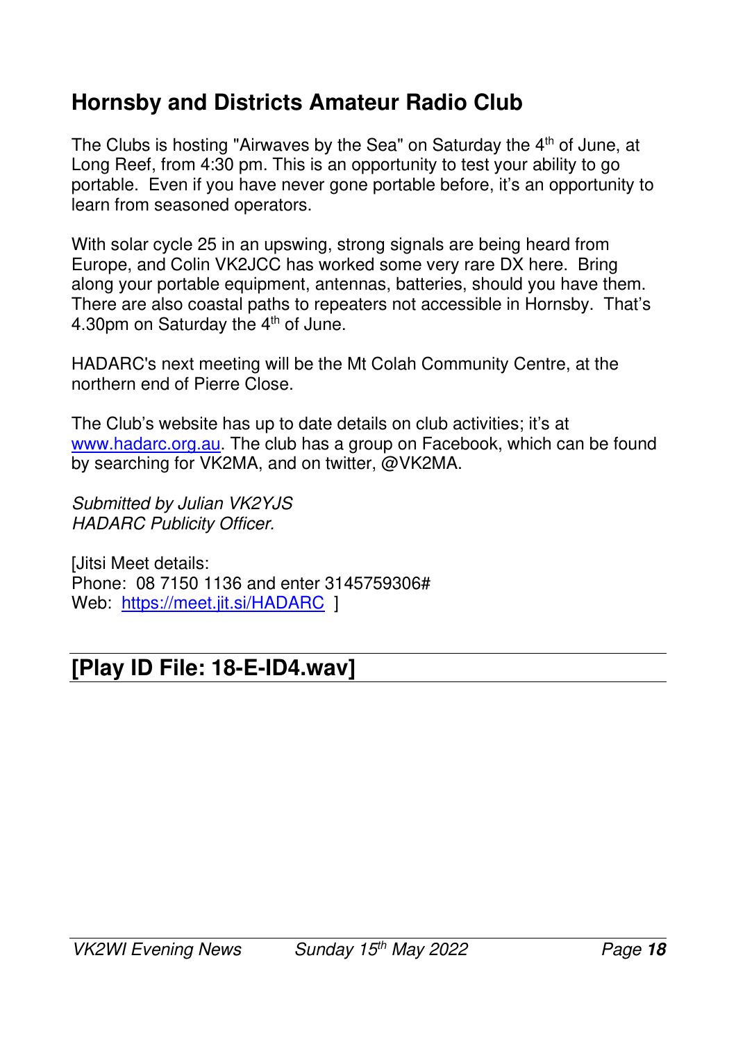## Hornsby and Districts Amateur Radio Club

The Clubs is hosting "Airwaves by the Sea" on Saturday the 4th of June, at Long Reef, from 4:30 pm. This is an opportunity to test your ability to go portable. Even if you have never gone portable before, it's an opportunity to learn from seasoned operators.

With solar cycle 25 in an upswing, strong signals are being heard from Europe, and Colin VK2JCC has worked some very rare DX here. Bring along your portable equipment, antennas, batteries, should you have them. There are also coastal paths to repeaters not accessible in Hornsby. That's 4.30pm on Saturday the 4th of June.

HADARC's next meeting will be the Mt Colah Community Centre, at the northern end of Pierre Close.

The Club's website has up to date details on club activities; it's at [www.hadarc.org.au](http://www.hadarc.org.au). The club has a group on Facebook, which can be found by searching for VK2MA, and on twitter, @VK2MA.

*Submitted by Julian VK2YJS*
*HADARC Publicity Officer.*

[Jitsi Meet details:
Phone: 08 7150 1136 and enter 3145759306#
Web: [https://meet.jit.si/HADARC](https://meet.jit.si/HADARC) ]

## [Play ID File: 18-E-ID4.wav]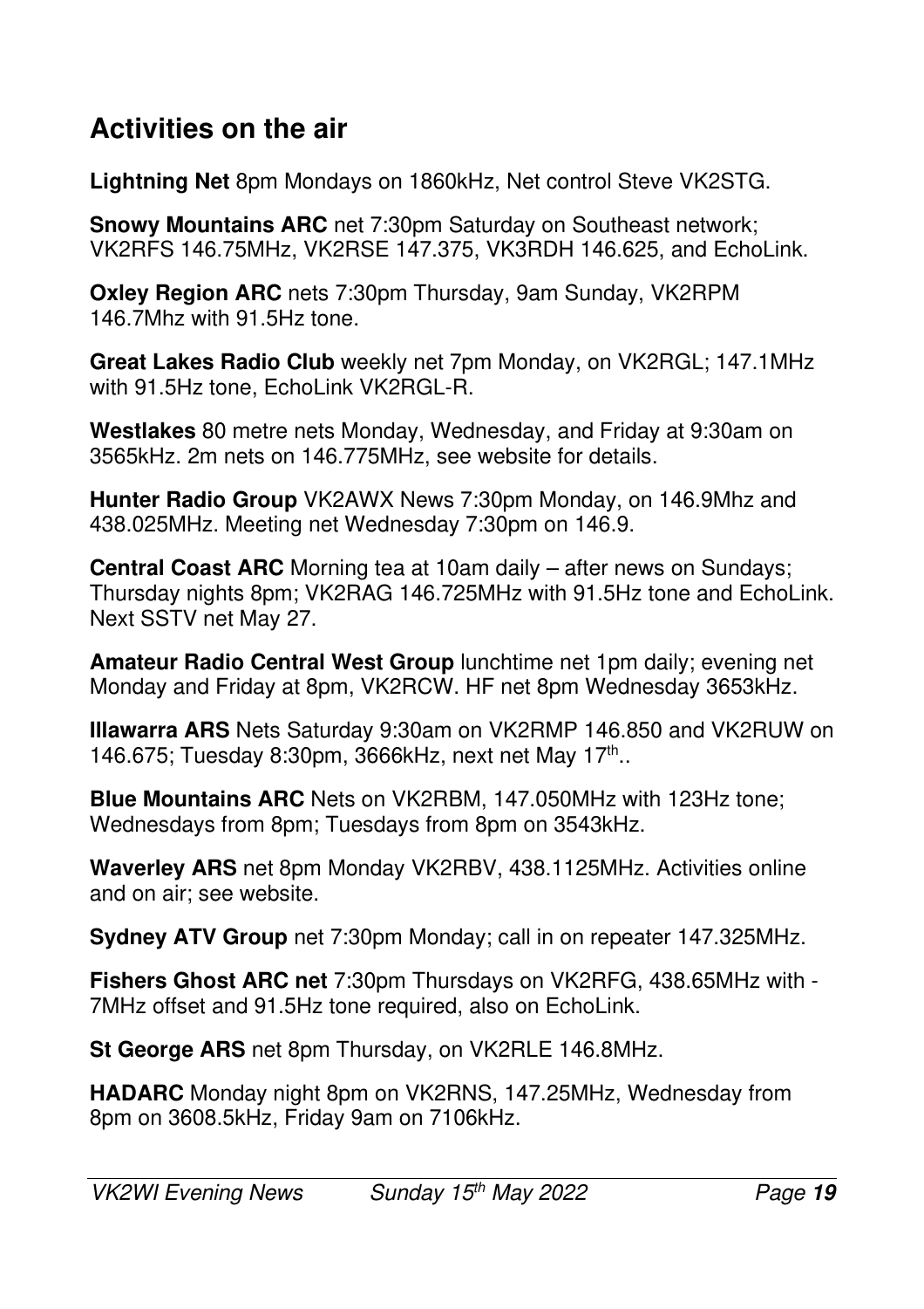## Activities on the air

**Lightning Net** 8pm Mondays on 1860kHz, Net control Steve VK2STG.

**Snowy Mountains ARC** net 7:30pm Saturday on Southeast network; VK2RFS 146.75MHz, VK2RSE 147.375, VK3RDH 146.625, and EchoLink.

**Oxley Region ARC** nets 7:30pm Thursday, 9am Sunday, VK2RPM 146.7Mhz with 91.5Hz tone.

**Great Lakes Radio Club** weekly net 7pm Monday, on VK2RGL; 147.1MHz with 91.5Hz tone, EchoLink VK2RGL-R.

**Westlakes** 80 metre nets Monday, Wednesday, and Friday at 9:30am on 3565kHz. 2m nets on 146.775MHz, see website for details.

**Hunter Radio Group** VK2AWX News 7:30pm Monday, on 146.9Mhz and 438.025MHz. Meeting net Wednesday 7:30pm on 146.9.

**Central Coast ARC** Morning tea at 10am daily – after news on Sundays; Thursday nights 8pm; VK2RAG 146.725MHz with 91.5Hz tone and EchoLink. Next SSTV net May 27.

**Amateur Radio Central West Group** lunchtime net 1pm daily; evening net Monday and Friday at 8pm, VK2RCW. HF net 8pm Wednesday 3653kHz.

**Illawarra ARS** Nets Saturday 9:30am on VK2RMP 146.850 and VK2RUW on 146.675; Tuesday 8:30pm, 3666kHz, next net May 17th..

**Blue Mountains ARC** Nets on VK2RBM, 147.050MHz with 123Hz tone; Wednesdays from 8pm; Tuesdays from 8pm on 3543kHz.

**Waverley ARS** net 8pm Monday VK2RBV, 438.1125MHz. Activities online and on air; see website.

**Sydney ATV Group** net 7:30pm Monday; call in on repeater 147.325MHz.

**Fishers Ghost ARC net** 7:30pm Thursdays on VK2RFG, 438.65MHz with -7MHz offset and 91.5Hz tone required, also on EchoLink.

**St George ARS** net 8pm Thursday, on VK2RLE 146.8MHz.

**HADARC** Monday night 8pm on VK2RNS, 147.25MHz, Wednesday from 8pm on 3608.5kHz, Friday 9am on 7106kHz.